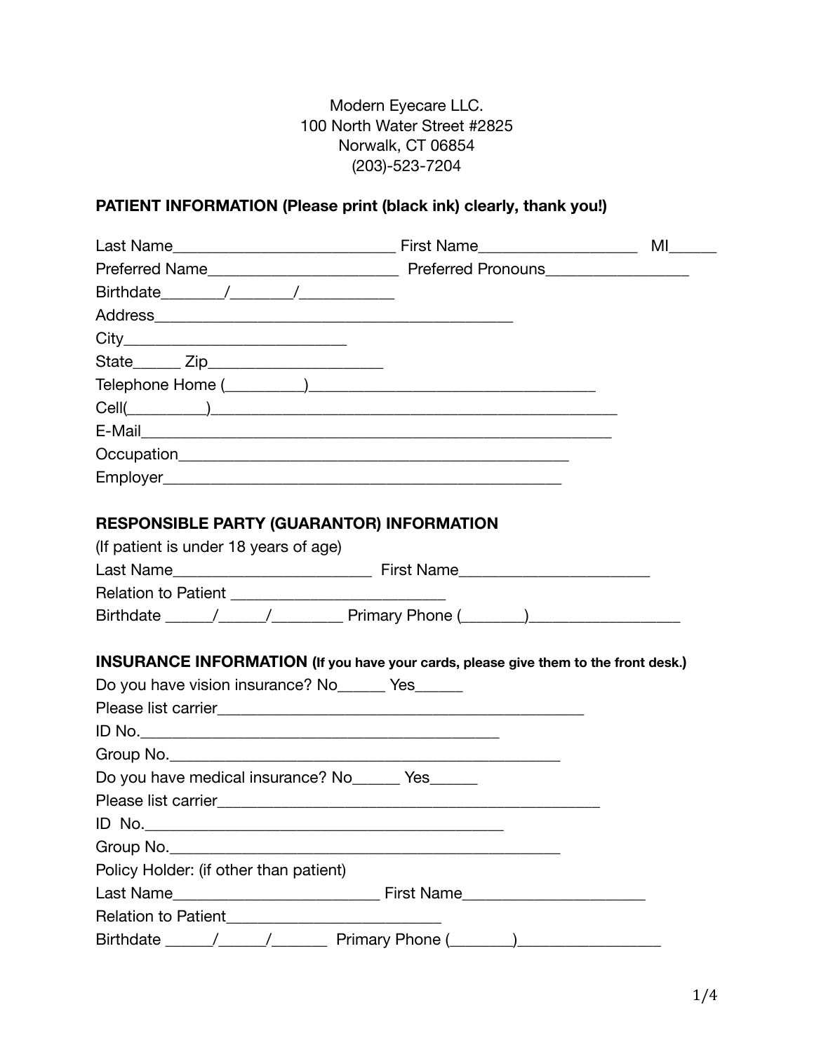Modern Eyecare LLC.
100 North Water Street #2825
Norwalk, CT 06854
(203)-523-7204

**PATIENT INFORMATION (Please print (black ink) clearly, thank you!)**

Last Name__________________________ First Name__________________ MI_____

Preferred Name______________________ Preferred Pronouns________________

Birthdate_______/_______/__________

Address__________________________________________

City_______________________

State_____ Zip__________________

Telephone Home (_________)_____________________________

Cell(_________)________________________________________________

E-Mail_____________________________________________________

Occupation_____________________________________________

Employer______________________________________________

**RESPONSIBLE PARTY (GUARANTOR) INFORMATION**

(If patient is under 18 years of age)

Last Name_______________________ First Name_____________________

Relation to Patient _________________________

Birthdate _____/_____/________ Primary Phone (_______)_________________

**INSURANCE INFORMATION** **(If you have your cards, please give them to the front desk.)**

Do you have vision insurance? No______ Yes______

Please list carrier__________________________________________

ID No.________________________________________

Group No.______________________________________________

Do you have medical insurance? No______ Yes______

Please list carrier______________________________________________

ID No.________________________________________

Group No.______________________________________________

Policy Holder: (if other than patient)

Last Name________________________ First Name_____________________

Relation to Patient_________________________

Birthdate _____/_____/_______ Primary Phone (_______)_________________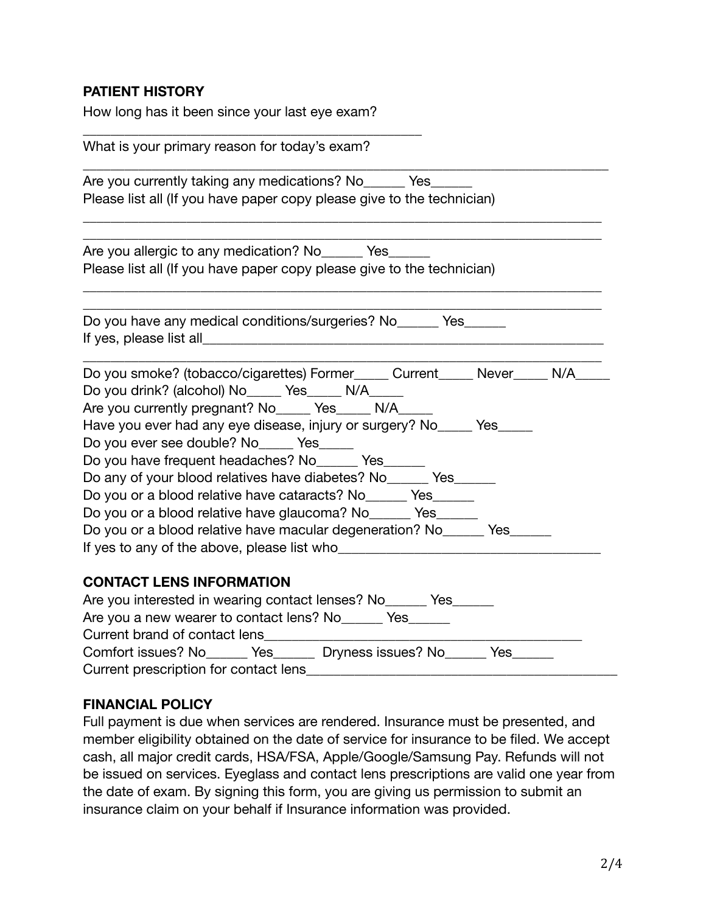## PATIENT HISTORY

How long has it been since your last eye exam?

_______________________________________________

What is your primary reason for today's exam?

__________________________________________________________________________

Are you currently taking any medications? No______ Yes______

Please list all (If you have paper copy please give to the technician)

_________________________________________________________________________

_________________________________________________________________________

Are you allergic to any medication? No______ Yes______

Please list all (If you have paper copy please give to the technician)

_________________________________________________________________________

_________________________________________________________________________

Do you have any medical conditions/surgeries? No______ Yes______

If yes, please list all___________________________________________________________

_________________________________________________________________________

Do you smoke? (tobacco/cigarettes) Former_____ Current_____ Never_____ N/A_____

Do you drink? (alcohol) No_____ Yes_____ N/A_____

Are you currently pregnant? No_____ Yes_____ N/A_____

Have you ever had any eye disease, injury or surgery? No_____ Yes_____

Do you ever see double? No_____ Yes_____

Do you have frequent headaches? No______ Yes______

Do any of your blood relatives have diabetes? No______ Yes______

Do you or a blood relative have cataracts? No______ Yes______

Do you or a blood relative have glaucoma? No______ Yes______

Do you or a blood relative have macular degeneration? No______ Yes______

If yes to any of the above, please list who____________________________________

## CONTACT LENS INFORMATION

Are you interested in wearing contact lenses? No______ Yes______

Are you a new wearer to contact lens? No______ Yes______

Current brand of contact lens_____________________________________________

Comfort issues? No______ Yes______ Dryness issues? No______ Yes______

Current prescription for contact lens_____________________________________________

## FINANCIAL POLICY

Full payment is due when services are rendered. Insurance must be presented, and member eligibility obtained on the date of service for insurance to be filed. We accept cash, all major credit cards, HSA/FSA, Apple/Google/Samsung Pay. Refunds will not be issued on services. Eyeglass and contact lens prescriptions are valid one year from the date of exam. By signing this form, you are giving us permission to submit an insurance claim on your behalf if Insurance information was provided.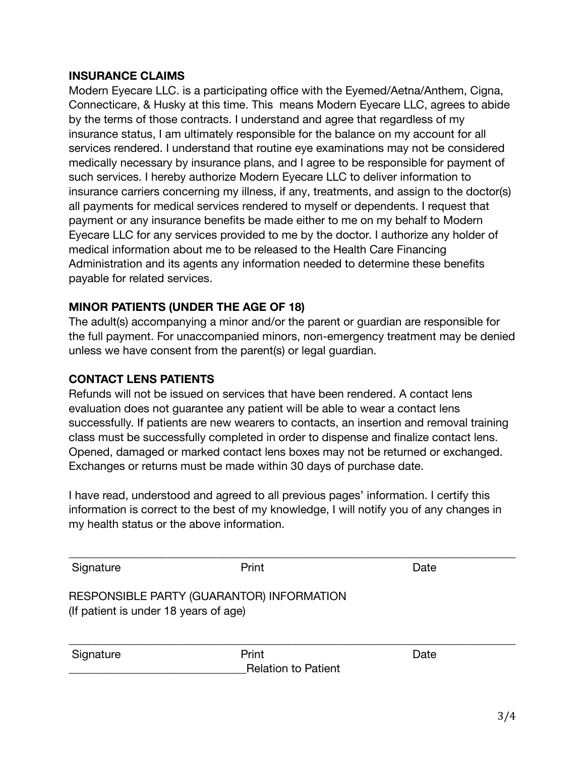**INSURANCE CLAIMS**

Modern Eyecare LLC. is a participating office with the Eyemed/Aetna/Anthem, Cigna, Connecticare, & Husky at this time. This means Modern Eyecare LLC, agrees to abide by the terms of those contracts. I understand and agree that regardless of my insurance status, I am ultimately responsible for the balance on my account for all services rendered. I understand that routine eye examinations may not be considered medically necessary by insurance plans, and I agree to be responsible for payment of such services. I hereby authorize Modern Eyecare LLC to deliver information to insurance carriers concerning my illness, if any, treatments, and assign to the doctor(s) all payments for medical services rendered to myself or dependents. I request that payment or any insurance benefits be made either to me on my behalf to Modern Eyecare LLC for any services provided to me by the doctor. I authorize any holder of medical information about me to be released to the Health Care Financing Administration and its agents any information needed to determine these benefits payable for related services.

**MINOR PATIENTS (UNDER THE AGE OF 18)**

The adult(s) accompanying a minor and/or the parent or guardian are responsible for the full payment. For unaccompanied minors, non-emergency treatment may be denied unless we have consent from the parent(s) or legal guardian.

**CONTACT LENS PATIENTS**

Refunds will not be issued on services that have been rendered. A contact lens evaluation does not guarantee any patient will be able to wear a contact lens successfully. If patients are new wearers to contacts, an insertion and removal training class must be successfully completed in order to dispense and finalize contact lens. Opened, damaged or marked contact lens boxes may not be returned or exchanged. Exchanges or returns must be made within 30 days of purchase date.

I have read, understood and agreed to all previous pages' information. I certify this information is correct to the best of my knowledge, I will notify you of any changes in my health status or the above information.

______________________________________________________________________________

Signature                    Print                    Date

RESPONSIBLE PARTY (GUARANTOR) INFORMATION
(If patient is under 18 years of age)

______________________________________________________________________________

Signature                    Print                    Date

______________________________Relation to Patient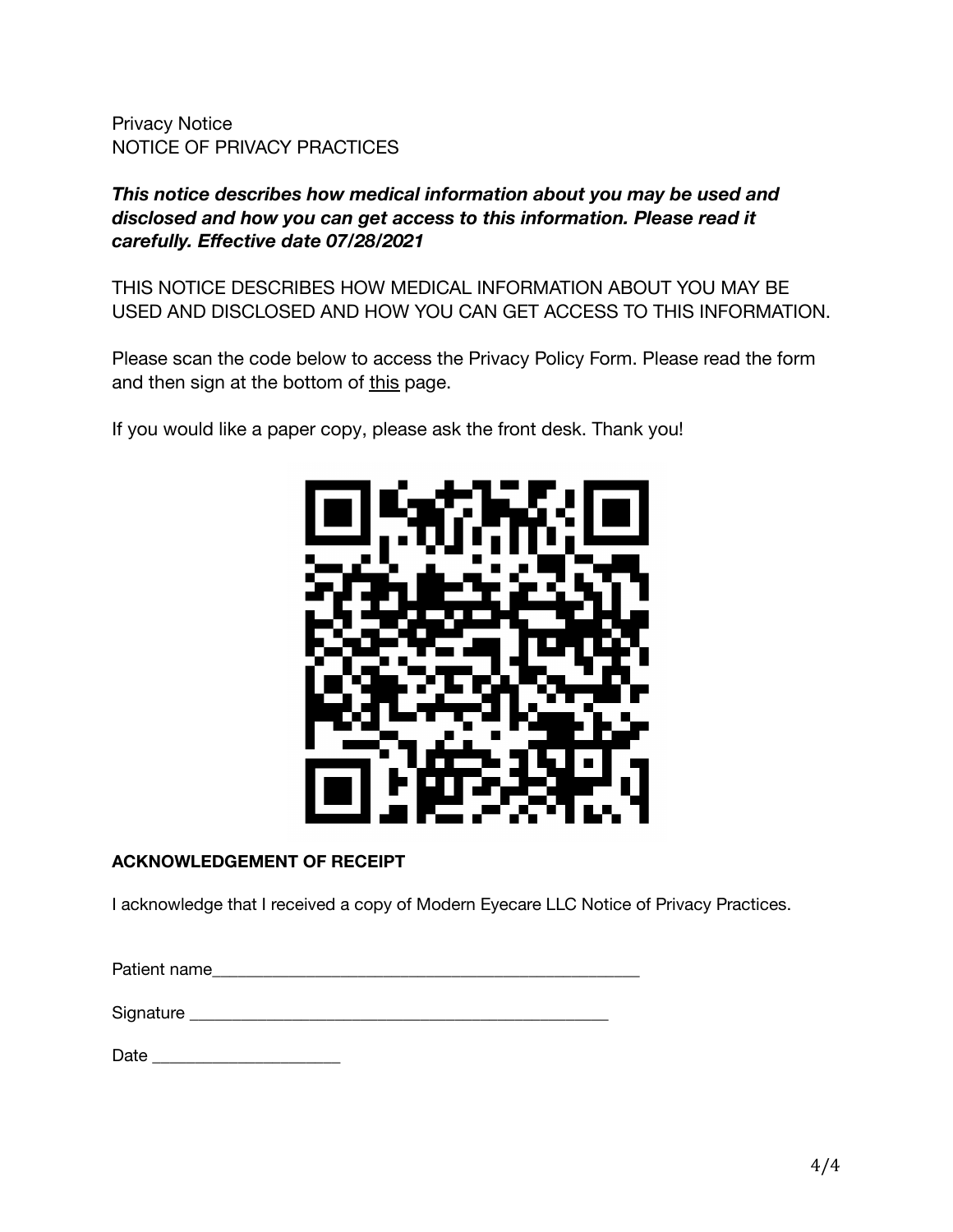Privacy Notice
NOTICE OF PRIVACY PRACTICES

***This notice describes how medical information about you may be used and disclosed and how you can get access to this information. Please read it carefully. Effective date 07/28/2021***

THIS NOTICE DESCRIBES HOW MEDICAL INFORMATION ABOUT YOU MAY BE USED AND DISCLOSED AND HOW YOU CAN GET ACCESS TO THIS INFORMATION.

Please scan the code below to access the Privacy Policy Form. Please read the form and then sign at the bottom of <u>this</u> page.

If you would like a paper copy, please ask the front desk. Thank you!

**ACKNOWLEDGEMENT OF RECEIPT**

I acknowledge that I received a copy of Modern Eyecare LLC Notice of Privacy Practices.

Patient name_______________________________________________

Signature _______________________________________________

Date ____________________